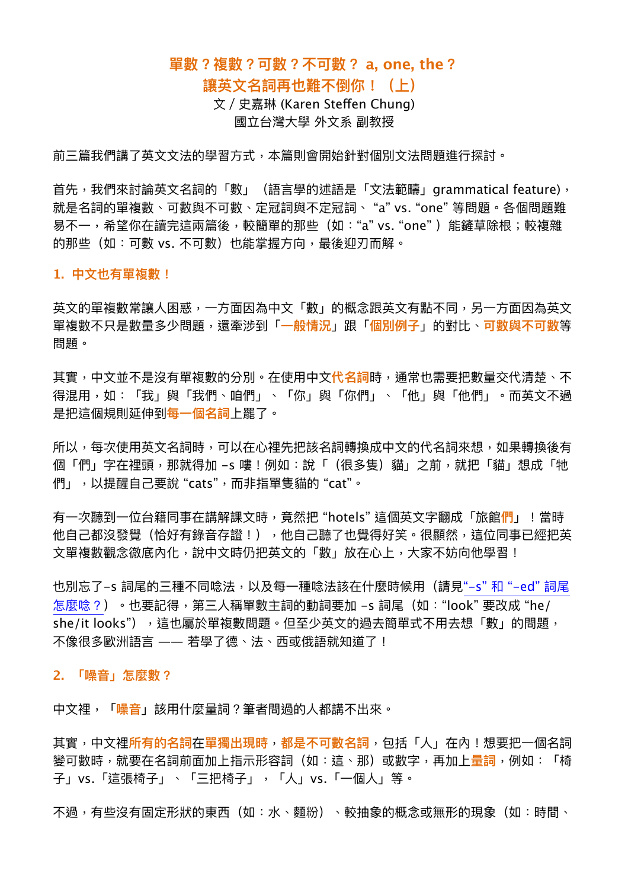# 單數？複數？可數？不可數？ a, one, the？
# 讓英文名詞再也難不倒你！（上）

文 / 史嘉琳 (Karen Steffen Chung)

國立台灣大學 外文系 副教授

前三篇我們講了英文文法的學習方式，本篇則會開始針對個別文法問題進行探討。

首先，我們來討論英文名詞的「數」（語言學的述語是「文法範疇」grammatical feature)，就是名詞的單複數、可數與不可數、定冠詞與不定冠詞、“a” vs. “one” 等問題。各個問題難易不一，希望你在讀完這兩篇後，較簡單的那些（如：“a” vs. “one”）能鏟草除根；較複雜的那些（如：可數 vs. 不可數）也能掌握方向，最後迎刃而解。

## 1. 中文也有單複數！

英文的單複數常讓人困惑，一方面因為中文「數」的概念跟英文有點不同，另一方面因為英文單複數不只是數量多少問題，還牽涉到「**一般情況**」跟「**個別例子**」的對比、**可數與不可數**等問題。

其實，中文並不是沒有單複數的分別。在使用中文**代名詞**時，通常也需要把數量交代清楚、不得混用，如：「我」與「我們、咱們」、「你」與「你們」、「他」與「他們」。而英文不過是把這個規則延伸到**每一個名詞**上罷了。

所以，每次使用英文名詞時，可以在心裡先把該名詞轉換成中文的代名詞來想，如果轉換後有個「們」字在裡頭，那就得加 -s 嘍！例如：說「（很多隻）貓」之前，就把「貓」想成「牠們」，以提醒自己要說 “cats”，而非指單隻貓的 “cat”。

有一次聽到一位台籍同事在講解課文時，竟然把 “hotels” 這個英文字翻成「旅館**們**」！當時他自己都沒發覺（恰好有錄音存證！），他自己聽了也覺得好笑。很顯然，這位同事已經把英文單複數觀念徹底內化，說中文時仍把英文的「數」放在心上，大家不妨向他學習！

也別忘了-s 詞尾的三種不同唸法，以及每一種唸法該在什麼時候用（請見“-s” 和 “-ed” 詞尾怎麼唸？）。也要記得，第三人稱單數主詞的動詞要加 -s 詞尾（如：“look” 要改成 “he/she/it looks”），這也屬於單複數問題。但至少英文的過去簡單式不用去想「數」的問題，不像很多歐洲語言 —— 若學了德、法、西或俄語就知道了！

## 2. 「噪音」怎麼數？

中文裡，「**噪音**」該用什麼量詞？筆者問過的人都講不出來。

其實，中文裡**所有的名詞**在**單獨出現時**，**都是不可數名詞**，包括「人」在內！想要把一個名詞變可數時，就要在名詞前面加上指示形容詞（如：這、那）或數字，再加上**量詞**，例如：「椅子」vs.「這張椅子」、「三把椅子」，「人」vs.「一個人」等。

不過，有些沒有固定形狀的東西（如：水、麵粉）、較抽象的概念或無形的現象（如：時間、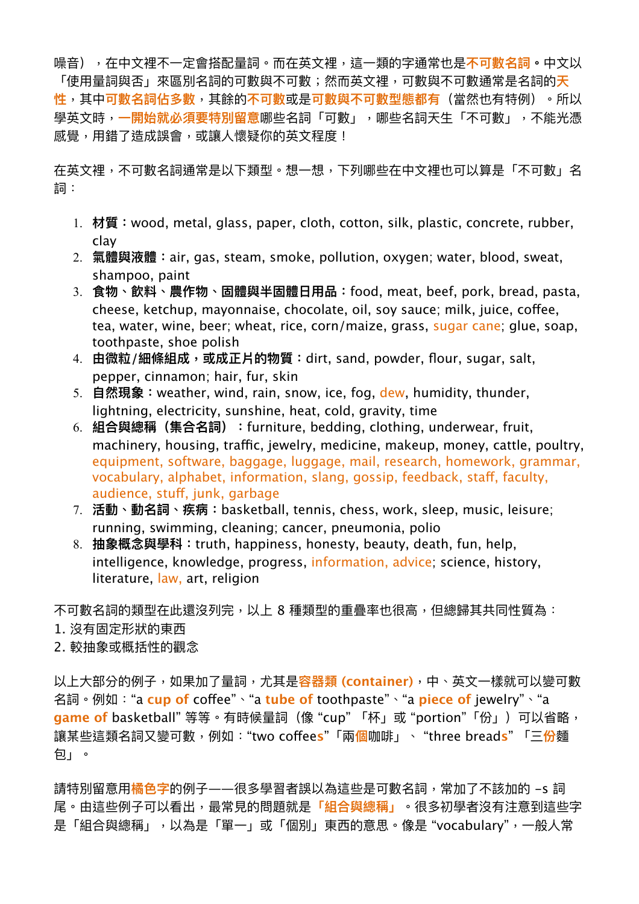噪音），在中文裡不一定會搭配量詞。而在英文裡，這一類的字通常也是**不可數名詞**。中文以「使用量詞與否」來區別名詞的可數與不可數；然而英文裡，可數與不可數通常是名詞的**天性**，其中**可數名詞佔多數**，其餘的**不可數**或是**可數與不可數型態都有**（當然也有特例）。所以學英文時，**一開始就必須要特別留意**哪些名詞「可數」，哪些名詞天生「不可數」，不能光憑感覺，用錯了造成誤會，或讓人懷疑你的英文程度！

在英文裡，不可數名詞通常是以下類型。想一想，下列哪些在中文裡也可以算是「不可數」名詞：

1. **材質**：wood, metal, glass, paper, cloth, cotton, silk, plastic, concrete, rubber, clay
2. **氣體與液體**：air, gas, steam, smoke, pollution, oxygen; water, blood, sweat, shampoo, paint
3. **食物、飲料、農作物、固體與半固體日用品**：food, meat, beef, pork, bread, pasta, cheese, ketchup, mayonnaise, chocolate, oil, soy sauce; milk, juice, coffee, tea, water, wine, beer; wheat, rice, corn/maize, grass, sugar cane; glue, soap, toothpaste, shoe polish
4. **由微粒/細條組成，或成正片的物質**：dirt, sand, powder, flour, sugar, salt, pepper, cinnamon; hair, fur, skin
5. **自然現象**：weather, wind, rain, snow, ice, fog, dew, humidity, thunder, lightning, electricity, sunshine, heat, cold, gravity, time
6. **組合與總稱（集合名詞）**：furniture, bedding, clothing, underwear, fruit, machinery, housing, traffic, jewelry, medicine, makeup, money, cattle, poultry, equipment, software, baggage, luggage, mail, research, homework, grammar, vocabulary, alphabet, information, slang, gossip, feedback, staff, faculty, audience, stuff, junk, garbage
7. **活動、動名詞、疾病**：basketball, tennis, chess, work, sleep, music, leisure; running, swimming, cleaning; cancer, pneumonia, polio
8. **抽象概念與學科**：truth, happiness, honesty, beauty, death, fun, help, intelligence, knowledge, progress, information, advice; science, history, literature, law, art, religion

不可數名詞的類型在此還沒列完，以上 8 種類型的重疊率也很高，但總歸其共同性質為：
1. 沒有固定形狀的東西
2. 較抽象或概括性的觀念

以上大部分的例子，如果加了量詞，尤其是**容器類 (container)**，中、英文一樣就可以變可數名詞。例如："a **cup of** coffee"、"a **tube of** toothpaste"、"a **piece of** jewelry"、"a **game of** basketball" 等等。有時候量詞（像 "cup"「杯」或 "portion"「份」）可以省略，讓某些這類名詞又變可數，例如："two coffee**s**"「兩**個**咖啡」、"three bread**s**"「三**份**麵包」。

請特別留意用**橘色字**的例子——很多學習者誤以為這些是可數名詞，常加了不該加的 -s 詞尾。由這些例子可以看出，最常見的問題就是**「組合與總稱」**。很多初學者沒有注意到這些字是「組合與總稱」，以為是「單一」或「個別」東西的意思。像是 "vocabulary"，一般人常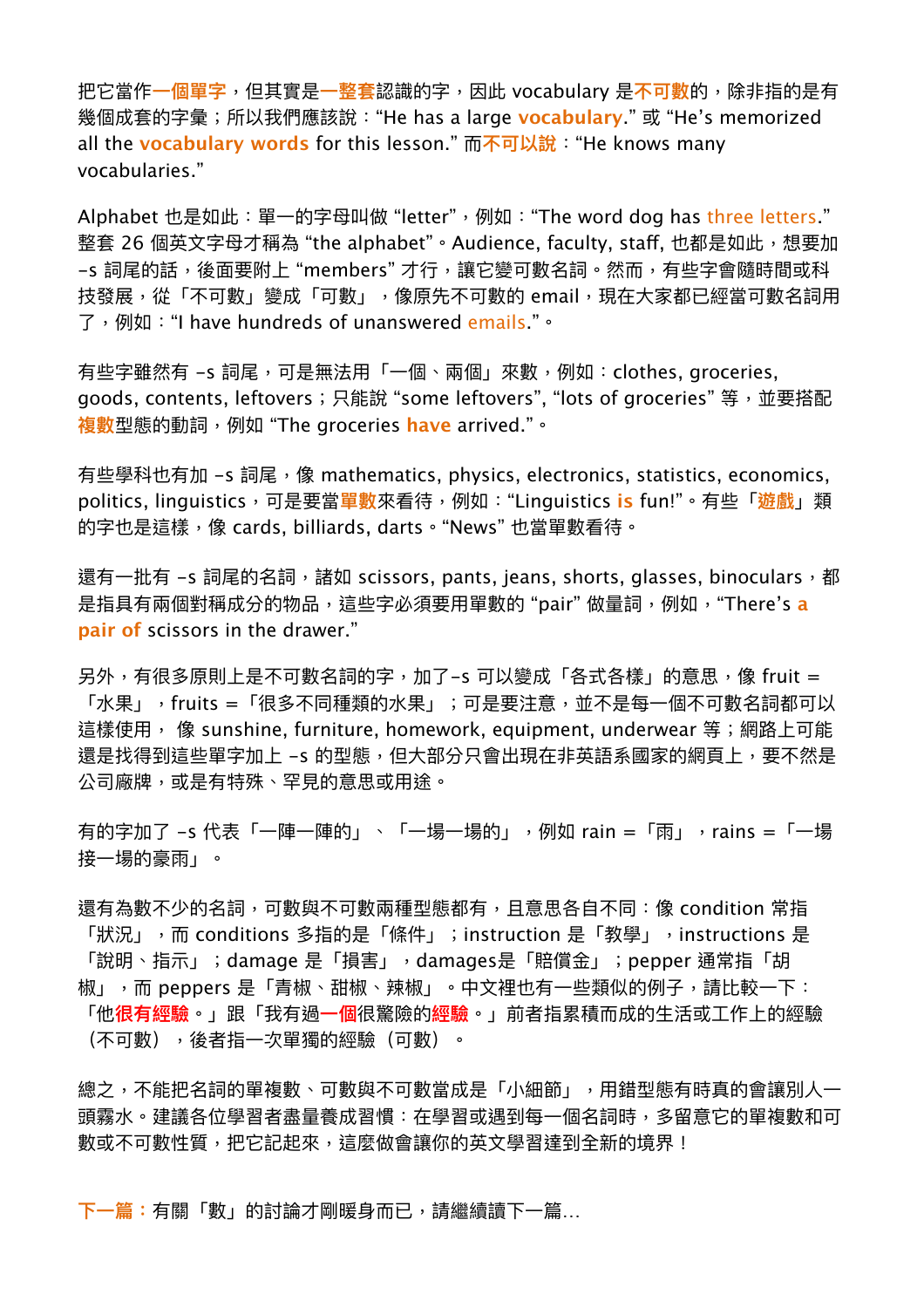把它當作**一個單字**，但其實是**一整套**認識的字，因此 vocabulary 是**不可數**的，除非指的是有幾個成套的字彙；所以我們應該說："He has a large **vocabulary**." 或 "He's memorized all the **vocabulary words** for this lesson." 而**不可以說**："He knows many vocabularies."

Alphabet 也是如此：單一的字母叫做 "letter"，例如："The word dog has three letters." 整套 26 個英文字母才稱為 "the alphabet"。Audience, faculty, staff, 也都是如此，想要加 -s 詞尾的話，後面要附上 "members" 才行，讓它變可數名詞。然而，有些字會隨時間或科技發展，從「不可數」變成「可數」，像原先不可數的 email，現在大家都已經當可數名詞用了，例如："I have hundreds of unanswered emails."。

有些字雖然有 -s 詞尾，可是無法用「一個、兩個」來數，例如：clothes, groceries, goods, contents, leftovers；只能說 "some leftovers", "lots of groceries" 等，並要搭配**複數**型態的動詞，例如 "The groceries **have** arrived."。

有些學科也有加 -s 詞尾，像 mathematics, physics, electronics, statistics, economics, politics, linguistics，可是要當**單數**來看待，例如："Linguistics **is** fun!"。有些「**遊戲**」類的字也是這樣，像 cards, billiards, darts。"News" 也當單數看待。

還有一批有 -s 詞尾的名詞，諸如 scissors, pants, jeans, shorts, glasses, binoculars，都是指具有兩個對稱成分的物品，這些字必須要用單數的 "pair" 做量詞，例如，"There's **a pair of** scissors in the drawer."

另外，有很多原則上是不可數名詞的字，加了-s 可以變成「各式各樣」的意思，像 fruit =「水果」，fruits =「很多不同種類的水果」；可是要注意，並不是每一個不可數名詞都可以這樣使用， 像 sunshine, furniture, homework, equipment, underwear 等；網路上可能還是找得到這些單字加上 -s 的型態，但大部分只會出現在非英語系國家的網頁上，要不然是公司廠牌，或是有特殊、罕見的意思或用途。

有的字加了 -s 代表「一陣一陣的」、「一場一場的」，例如 rain =「雨」，rains =「一場接一場的豪雨」。

還有為數不少的名詞，可數與不可數兩種型態都有，且意思各自不同：像 condition 常指「狀況」，而 conditions 多指的是「條件」；instruction 是「教學」，instructions 是「說明、指示」；damage 是「損害」，damages是「賠償金」；pepper 通常指「胡椒」，而 peppers 是「青椒、甜椒、辣椒」。中文裡也有一些類似的例子，請比較一下：「他**很有經驗**。」跟「我有過**一個**很驚險的**經驗**。」前者指累積而成的生活或工作上的經驗（不可數），後者指一次單獨的經驗（可數）。

總之，不能把名詞的單複數、可數與不可數當成是「小細節」，用錯型態有時真的會讓別人一頭霧水。建議各位學習者盡量養成習慣：在學習或遇到每一個名詞時，多留意它的單複數和可數或不可數性質，把它記起來，這麼做會讓你的英文學習達到全新的境界！

**下一篇：**有關「數」的討論才剛暖身而已，請繼續讀下一篇...